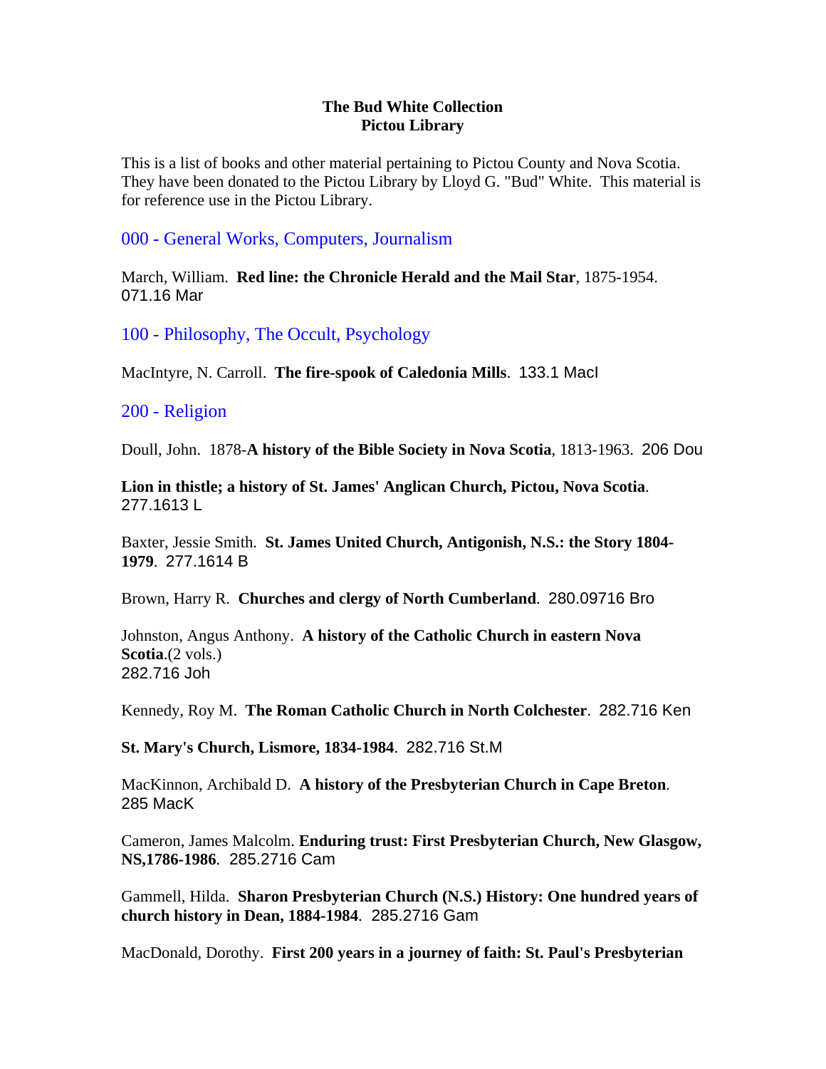**The Bud White Collection**
**Pictou Library**

This is a list of books and other material pertaining to Pictou County and Nova Scotia. They have been donated to the Pictou Library by Lloyd G. "Bud" White. This material is for reference use in the Pictou Library.

## 000 - General Works, Computers, Journalism

March, William. **Red line: the Chronicle Herald and the Mail Star**, 1875-1954. 071.16 Mar

## 100 - Philosophy, The Occult, Psychology

MacIntyre, N. Carroll. **The fire-spook of Caledonia Mills**. 133.1 MacI

## 200 - Religion

Doull, John. 1878-**A history of the Bible Society in Nova Scotia**, 1813-1963. 206 Dou

**Lion in thistle; a history of St. James' Anglican Church, Pictou, Nova Scotia**. 277.1613 L

Baxter, Jessie Smith. **St. James United Church, Antigonish, N.S.: the Story 1804-1979**. 277.1614 B

Brown, Harry R. **Churches and clergy of North Cumberland**. 280.09716 Bro

Johnston, Angus Anthony. **A history of the Catholic Church in eastern Nova Scotia**.(2 vols.) 282.716 Joh

Kennedy, Roy M. **The Roman Catholic Church in North Colchester**. 282.716 Ken

**St. Mary's Church, Lismore, 1834-1984**. 282.716 St.M

MacKinnon, Archibald D. **A history of the Presbyterian Church in Cape Breton**. 285 MacK

Cameron, James Malcolm. **Enduring trust: First Presbyterian Church, New Glasgow, NS,1786-1986**. 285.2716 Cam

Gammell, Hilda. **Sharon Presbyterian Church (N.S.) History: One hundred years of church history in Dean, 1884-1984**. 285.2716 Gam

MacDonald, Dorothy. **First 200 years in a journey of faith: St. Paul's Presbyterian**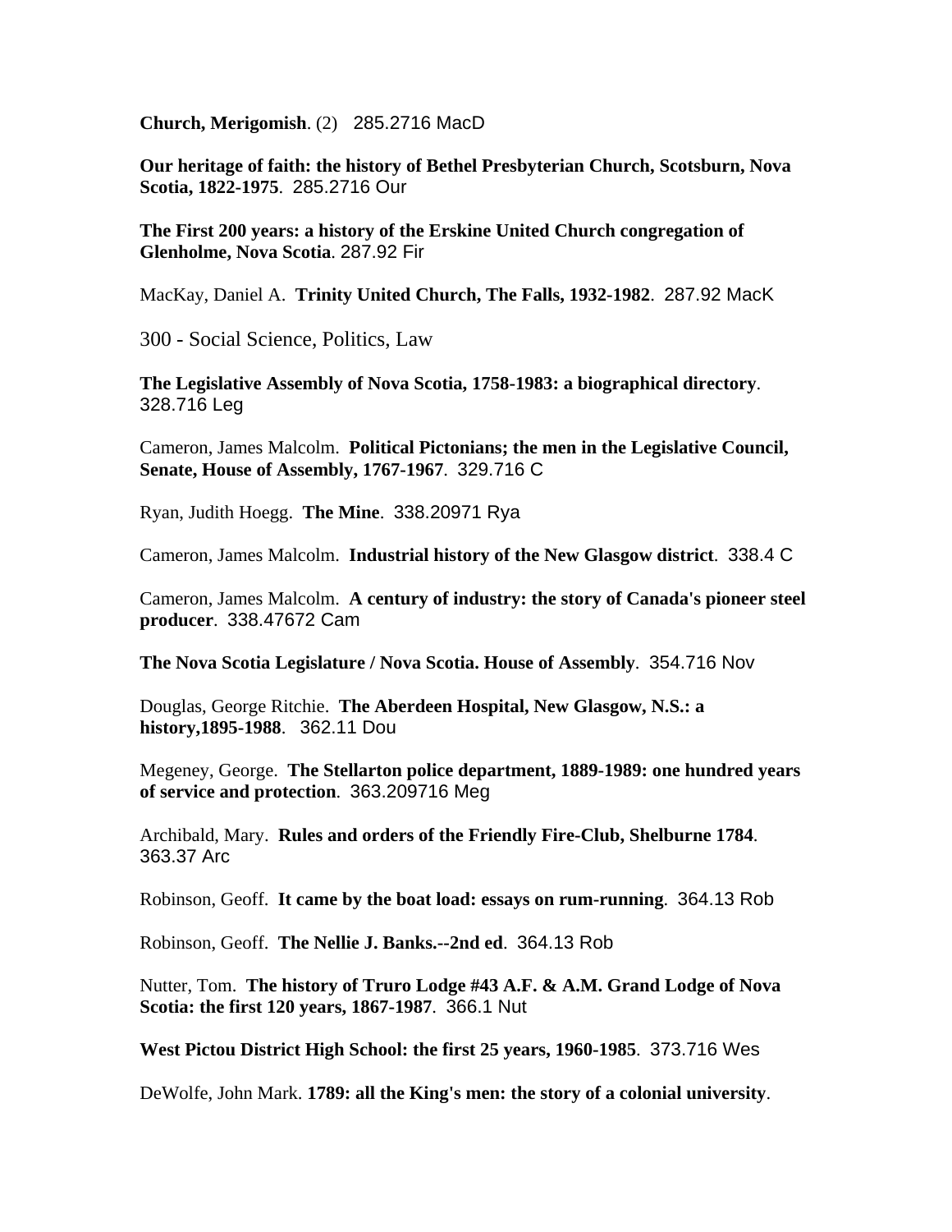**Church, Merigomish**. (2) 285.2716 MacD

**Our heritage of faith: the history of Bethel Presbyterian Church, Scotsburn, Nova Scotia, 1822-1975**. 285.2716 Our

**The First 200 years: a history of the Erskine United Church congregation of Glenholme, Nova Scotia**. 287.92 Fir

MacKay, Daniel A. **Trinity United Church, The Falls, 1932-1982**. 287.92 MacK

## 300 - Social Science, Politics, Law

**The Legislative Assembly of Nova Scotia, 1758-1983: a biographical directory**. 328.716 Leg

Cameron, James Malcolm. **Political Pictonians; the men in the Legislative Council, Senate, House of Assembly, 1767-1967**. 329.716 C

Ryan, Judith Hoegg. **The Mine**. 338.20971 Rya

Cameron, James Malcolm. **Industrial history of the New Glasgow district**. 338.4 C

Cameron, James Malcolm. **A century of industry: the story of Canada's pioneer steel producer**. 338.47672 Cam

**The Nova Scotia Legislature / Nova Scotia. House of Assembly**. 354.716 Nov

Douglas, George Ritchie. **The Aberdeen Hospital, New Glasgow, N.S.: a history,1895-1988**. 362.11 Dou

Megeney, George. **The Stellarton police department, 1889-1989: one hundred years of service and protection**. 363.209716 Meg

Archibald, Mary. **Rules and orders of the Friendly Fire-Club, Shelburne 1784**. 363.37 Arc

Robinson, Geoff. **It came by the boat load: essays on rum-running**. 364.13 Rob

Robinson, Geoff. **The Nellie J. Banks.--2nd ed**. 364.13 Rob

Nutter, Tom. **The history of Truro Lodge #43 A.F. & A.M. Grand Lodge of Nova Scotia: the first 120 years, 1867-1987**. 366.1 Nut

**West Pictou District High School: the first 25 years, 1960-1985**. 373.716 Wes

DeWolfe, John Mark. **1789: all the King's men: the story of a colonial university**.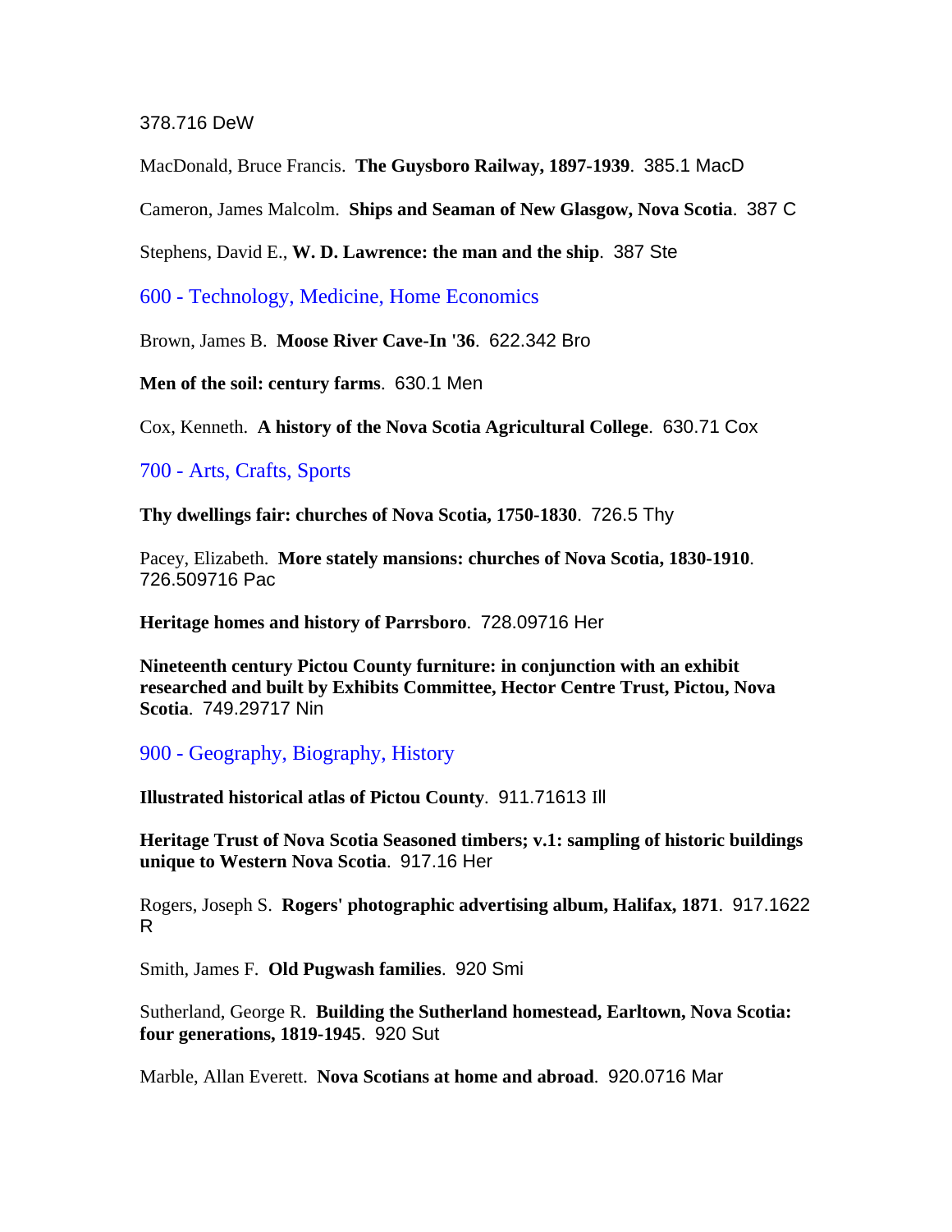378.716 DeW

MacDonald, Bruce Francis. **The Guysboro Railway, 1897-1939**. 385.1 MacD

Cameron, James Malcolm. **Ships and Seaman of New Glasgow, Nova Scotia**. 387 C

Stephens, David E., **W. D. Lawrence: the man and the ship**. 387 Ste

## 600 - Technology, Medicine, Home Economics

Brown, James B. **Moose River Cave-In '36**. 622.342 Bro

**Men of the soil: century farms**. 630.1 Men

Cox, Kenneth. **A history of the Nova Scotia Agricultural College**. 630.71 Cox

## 700 - Arts, Crafts, Sports

**Thy dwellings fair: churches of Nova Scotia, 1750-1830**. 726.5 Thy

Pacey, Elizabeth. **More stately mansions: churches of Nova Scotia, 1830-1910**. 726.509716 Pac

**Heritage homes and history of Parrsboro**. 728.09716 Her

**Nineteenth century Pictou County furniture: in conjunction with an exhibit researched and built by Exhibits Committee, Hector Centre Trust, Pictou, Nova Scotia**. 749.29717 Nin

## 900 - Geography, Biography, History

**Illustrated historical atlas of Pictou County**. 911.71613 Ill

**Heritage Trust of Nova Scotia Seasoned timbers; v.1: sampling of historic buildings unique to Western Nova Scotia**. 917.16 Her

Rogers, Joseph S. **Rogers' photographic advertising album, Halifax, 1871**. 917.1622 R

Smith, James F. **Old Pugwash families**. 920 Smi

Sutherland, George R. **Building the Sutherland homestead, Earltown, Nova Scotia: four generations, 1819-1945**. 920 Sut

Marble, Allan Everett. **Nova Scotians at home and abroad**. 920.0716 Mar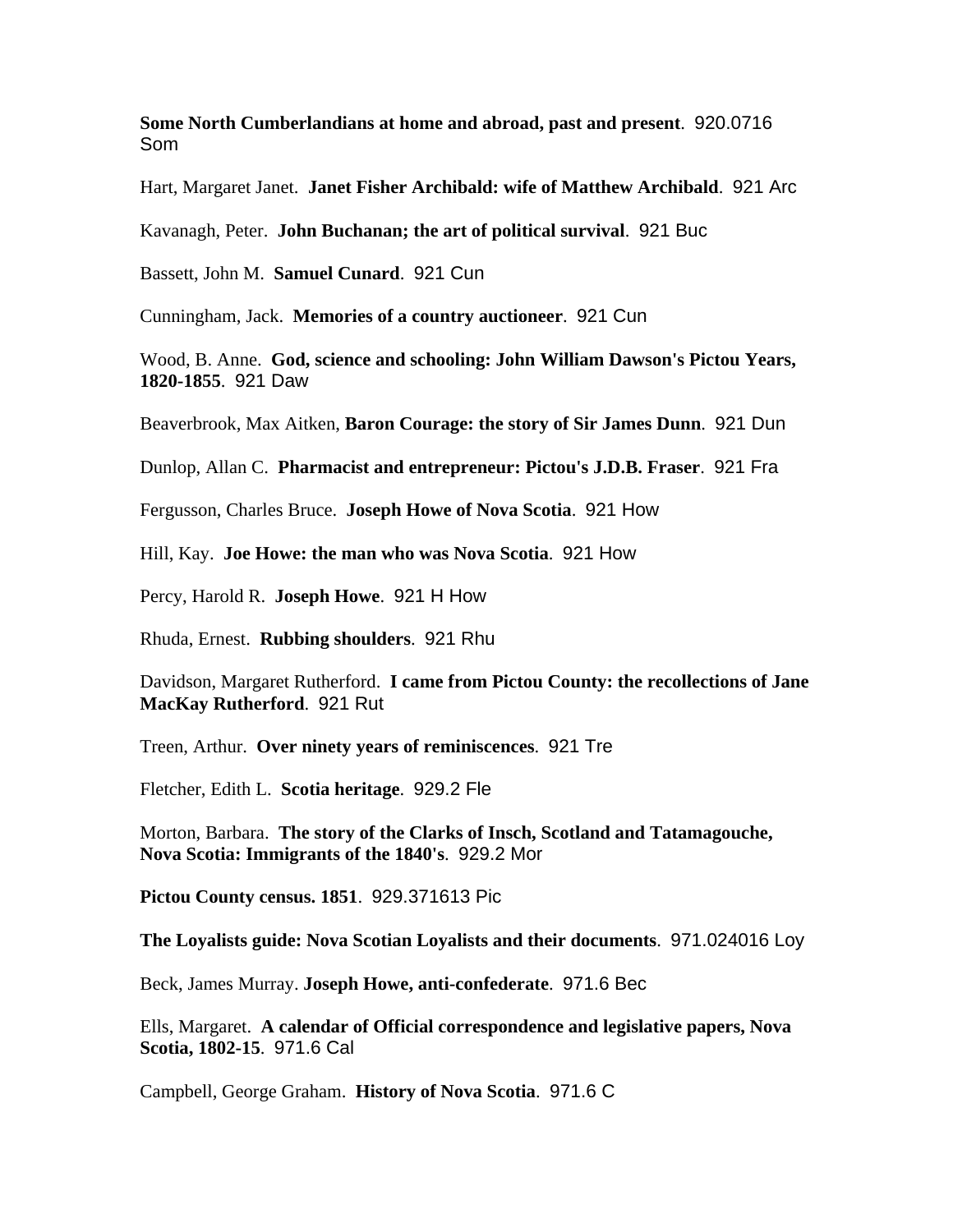**Some North Cumberlandians at home and abroad, past and present**. 920.0716 Som

Hart, Margaret Janet. **Janet Fisher Archibald: wife of Matthew Archibald**. 921 Arc

Kavanagh, Peter. **John Buchanan; the art of political survival**. 921 Buc

Bassett, John M. **Samuel Cunard**. 921 Cun

Cunningham, Jack. **Memories of a country auctioneer**. 921 Cun

Wood, B. Anne. **God, science and schooling: John William Dawson's Pictou Years, 1820-1855**. 921 Daw

Beaverbrook, Max Aitken, **Baron Courage: the story of Sir James Dunn**. 921 Dun

Dunlop, Allan C. **Pharmacist and entrepreneur: Pictou's J.D.B. Fraser**. 921 Fra

Fergusson, Charles Bruce. **Joseph Howe of Nova Scotia**. 921 How

Hill, Kay. **Joe Howe: the man who was Nova Scotia**. 921 How

Percy, Harold R. **Joseph Howe**. 921 H How

Rhuda, Ernest. **Rubbing shoulders**. 921 Rhu

Davidson, Margaret Rutherford. **I came from Pictou County: the recollections of Jane MacKay Rutherford**. 921 Rut

Treen, Arthur. **Over ninety years of reminiscences**. 921 Tre

Fletcher, Edith L. **Scotia heritage**. 929.2 Fle

Morton, Barbara. **The story of the Clarks of Insch, Scotland and Tatamagouche, Nova Scotia: Immigrants of the 1840's**. 929.2 Mor

**Pictou County census. 1851**. 929.371613 Pic

**The Loyalists guide: Nova Scotian Loyalists and their documents**. 971.024016 Loy

Beck, James Murray. **Joseph Howe, anti-confederate**. 971.6 Bec

Ells, Margaret. **A calendar of Official correspondence and legislative papers, Nova Scotia, 1802-15**. 971.6 Cal

Campbell, George Graham. **History of Nova Scotia**. 971.6 C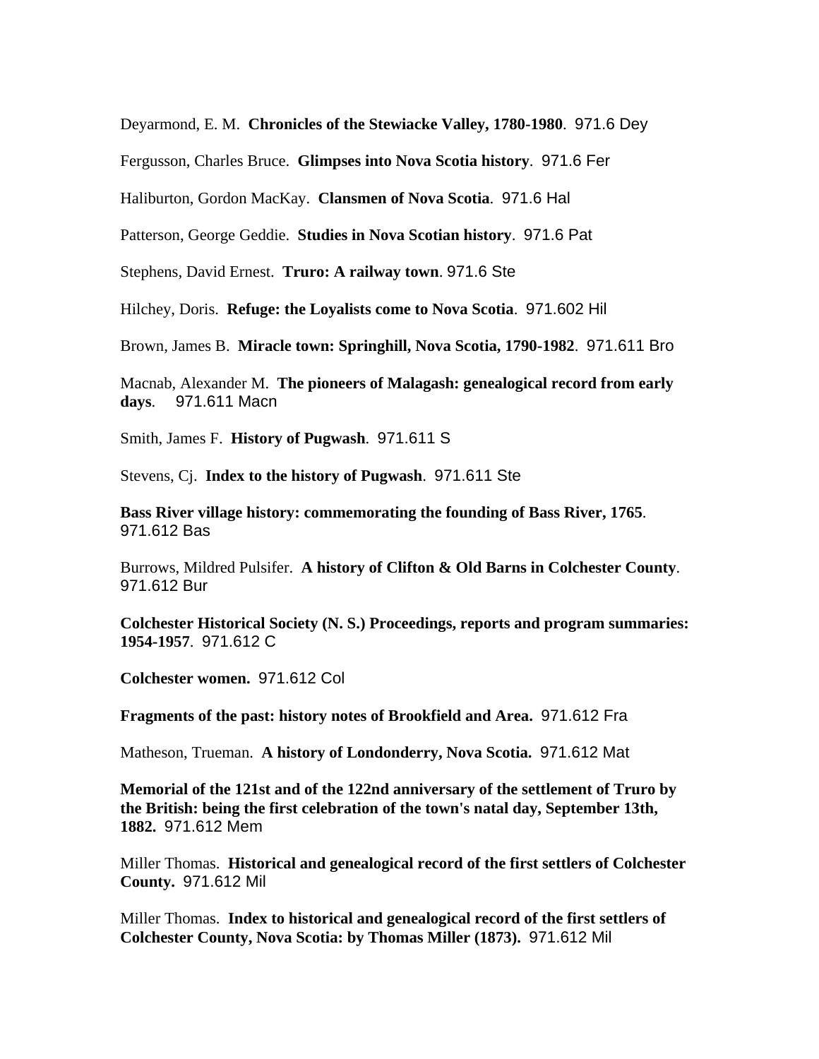Deyarmond, E. M. **Chronicles of the Stewiacke Valley, 1780-1980**. 971.6 Dey

Fergusson, Charles Bruce. **Glimpses into Nova Scotia history**. 971.6 Fer

Haliburton, Gordon MacKay. **Clansmen of Nova Scotia**. 971.6 Hal

Patterson, George Geddie. **Studies in Nova Scotian history**. 971.6 Pat

Stephens, David Ernest. **Truro: A railway town**. 971.6 Ste

Hilchey, Doris. **Refuge: the Loyalists come to Nova Scotia**. 971.602 Hil

Brown, James B. **Miracle town: Springhill, Nova Scotia, 1790-1982**. 971.611 Bro

Macnab, Alexander M. **The pioneers of Malagash: genealogical record from early days**. 971.611 Macn

Smith, James F. **History of Pugwash**. 971.611 S

Stevens, Cj. **Index to the history of Pugwash**. 971.611 Ste

**Bass River village history: commemorating the founding of Bass River, 1765**. 971.612 Bas

Burrows, Mildred Pulsifer. **A history of Clifton & Old Barns in Colchester County**. 971.612 Bur

**Colchester Historical Society (N. S.) Proceedings, reports and program summaries: 1954-1957**. 971.612 C

**Colchester women.** 971.612 Col

**Fragments of the past: history notes of Brookfield and Area.** 971.612 Fra

Matheson, Trueman. **A history of Londonderry, Nova Scotia.** 971.612 Mat

**Memorial of the 121st and of the 122nd anniversary of the settlement of Truro by the British: being the first celebration of the town's natal day, September 13th, 1882.** 971.612 Mem

Miller Thomas. **Historical and genealogical record of the first settlers of Colchester County.** 971.612 Mil

Miller Thomas. **Index to historical and genealogical record of the first settlers of Colchester County, Nova Scotia: by Thomas Miller (1873).** 971.612 Mil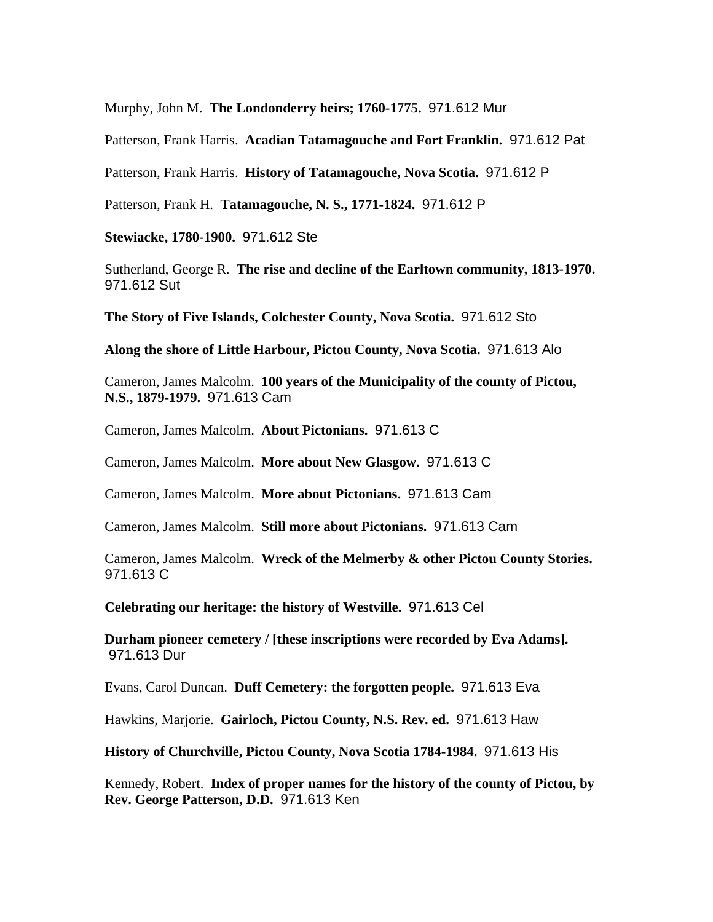Murphy, John M. **The Londonderry heirs; 1760-1775.** 971.612 Mur

Patterson, Frank Harris. **Acadian Tatamagouche and Fort Franklin.** 971.612 Pat

Patterson, Frank Harris. **History of Tatamagouche, Nova Scotia.** 971.612 P

Patterson, Frank H. **Tatamagouche, N. S., 1771-1824.** 971.612 P

**Stewiacke, 1780-1900.** 971.612 Ste

Sutherland, George R. **The rise and decline of the Earltown community, 1813-1970.** 971.612 Sut

**The Story of Five Islands, Colchester County, Nova Scotia.** 971.612 Sto

**Along the shore of Little Harbour, Pictou County, Nova Scotia.** 971.613 Alo

Cameron, James Malcolm. **100 years of the Municipality of the county of Pictou, N.S., 1879-1979.** 971.613 Cam

Cameron, James Malcolm. **About Pictonians.** 971.613 C

Cameron, James Malcolm. **More about New Glasgow.** 971.613 C

Cameron, James Malcolm. **More about Pictonians.** 971.613 Cam

Cameron, James Malcolm. **Still more about Pictonians.** 971.613 Cam

Cameron, James Malcolm. **Wreck of the Melmerby & other Pictou County Stories.** 971.613 C

**Celebrating our heritage: the history of Westville.** 971.613 Cel

**Durham pioneer cemetery / [these inscriptions were recorded by Eva Adams].** 971.613 Dur

Evans, Carol Duncan. **Duff Cemetery: the forgotten people.** 971.613 Eva

Hawkins, Marjorie. **Gairloch, Pictou County, N.S. Rev. ed.** 971.613 Haw

**History of Churchville, Pictou County, Nova Scotia 1784-1984.** 971.613 His

Kennedy, Robert. **Index of proper names for the history of the county of Pictou, by Rev. George Patterson, D.D.** 971.613 Ken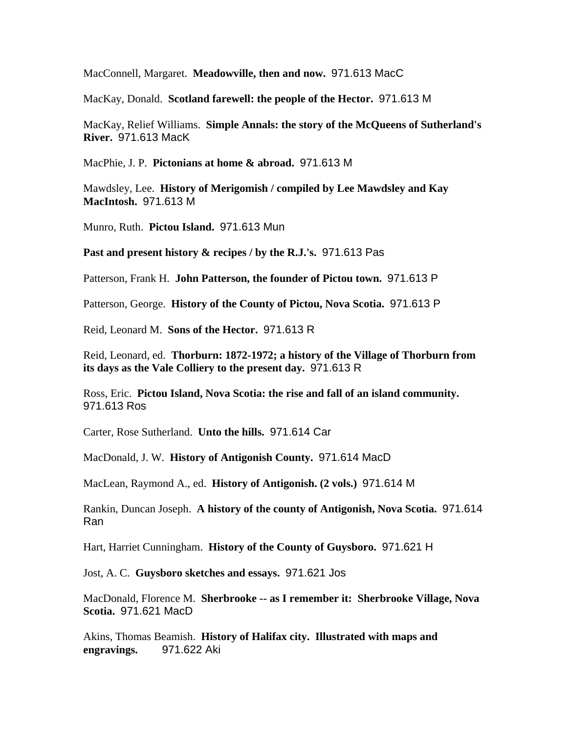MacConnell, Margaret. **Meadowville, then and now.** 971.613 MacC

MacKay, Donald. **Scotland farewell: the people of the Hector.** 971.613 M

MacKay, Relief Williams. **Simple Annals: the story of the McQueens of Sutherland's River.** 971.613 MacK

MacPhie, J. P. **Pictonians at home & abroad.** 971.613 M

Mawdsley, Lee. **History of Merigomish / compiled by Lee Mawdsley and Kay MacIntosh.** 971.613 M

Munro, Ruth. **Pictou Island.** 971.613 Mun

**Past and present history & recipes / by the R.J.'s.** 971.613 Pas

Patterson, Frank H. **John Patterson, the founder of Pictou town.** 971.613 P

Patterson, George. **History of the County of Pictou, Nova Scotia.** 971.613 P

Reid, Leonard M. **Sons of the Hector.** 971.613 R

Reid, Leonard, ed. **Thorburn: 1872-1972; a history of the Village of Thorburn from its days as the Vale Colliery to the present day.** 971.613 R

Ross, Eric. **Pictou Island, Nova Scotia: the rise and fall of an island community.** 971.613 Ros

Carter, Rose Sutherland. **Unto the hills.** 971.614 Car

MacDonald, J. W. **History of Antigonish County.** 971.614 MacD

MacLean, Raymond A., ed. **History of Antigonish. (2 vols.)** 971.614 M

Rankin, Duncan Joseph. **A history of the county of Antigonish, Nova Scotia.** 971.614 Ran

Hart, Harriet Cunningham. **History of the County of Guysboro.** 971.621 H

Jost, A. C. **Guysboro sketches and essays.** 971.621 Jos

MacDonald, Florence M. **Sherbrooke -- as I remember it: Sherbrooke Village, Nova Scotia.** 971.621 MacD

Akins, Thomas Beamish. **History of Halifax city. Illustrated with maps and engravings.** 971.622 Aki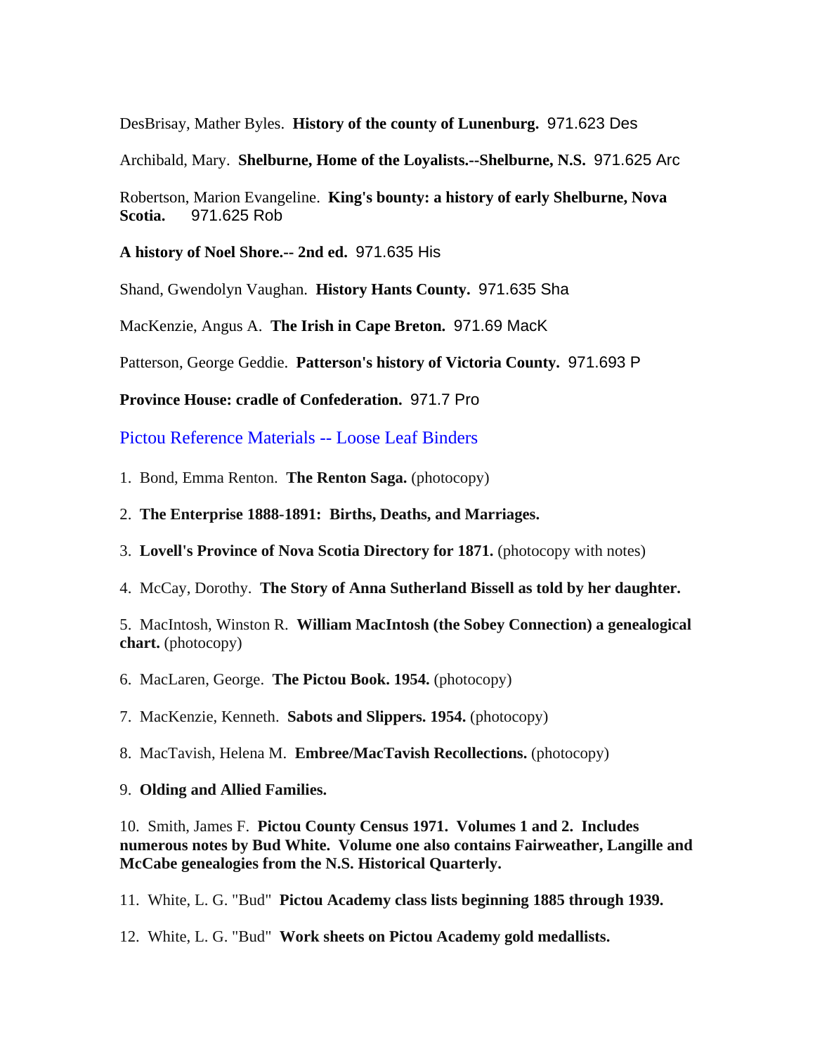DesBrisay, Mather Byles. **History of the county of Lunenburg.** 971.623 Des

Archibald, Mary. **Shelburne, Home of the Loyalists.--Shelburne, N.S.** 971.625 Arc

Robertson, Marion Evangeline. **King's bounty: a history of early Shelburne, Nova Scotia.** 971.625 Rob

**A history of Noel Shore.-- 2nd ed.** 971.635 His

Shand, Gwendolyn Vaughan. **History Hants County.** 971.635 Sha

MacKenzie, Angus A. **The Irish in Cape Breton.** 971.69 MacK

Patterson, George Geddie. **Patterson's history of Victoria County.** 971.693 P

**Province House: cradle of Confederation.** 971.7 Pro

## Pictou Reference Materials -- Loose Leaf Binders

1. Bond, Emma Renton. **The Renton Saga.** (photocopy)

2. **The Enterprise 1888-1891: Births, Deaths, and Marriages.**

3. **Lovell's Province of Nova Scotia Directory for 1871.** (photocopy with notes)

4. McCay, Dorothy. **The Story of Anna Sutherland Bissell as told by her daughter.**

5. MacIntosh, Winston R. **William MacIntosh (the Sobey Connection) a genealogical chart.** (photocopy)

6. MacLaren, George. **The Pictou Book. 1954.** (photocopy)

7. MacKenzie, Kenneth. **Sabots and Slippers. 1954.** (photocopy)

8. MacTavish, Helena M. **Embree/MacTavish Recollections.** (photocopy)

9. **Olding and Allied Families.**

10. Smith, James F. **Pictou County Census 1971. Volumes 1 and 2. Includes numerous notes by Bud White. Volume one also contains Fairweather, Langille and McCabe genealogies from the N.S. Historical Quarterly.**

11. White, L. G. "Bud" **Pictou Academy class lists beginning 1885 through 1939.**

12. White, L. G. "Bud" **Work sheets on Pictou Academy gold medallists.**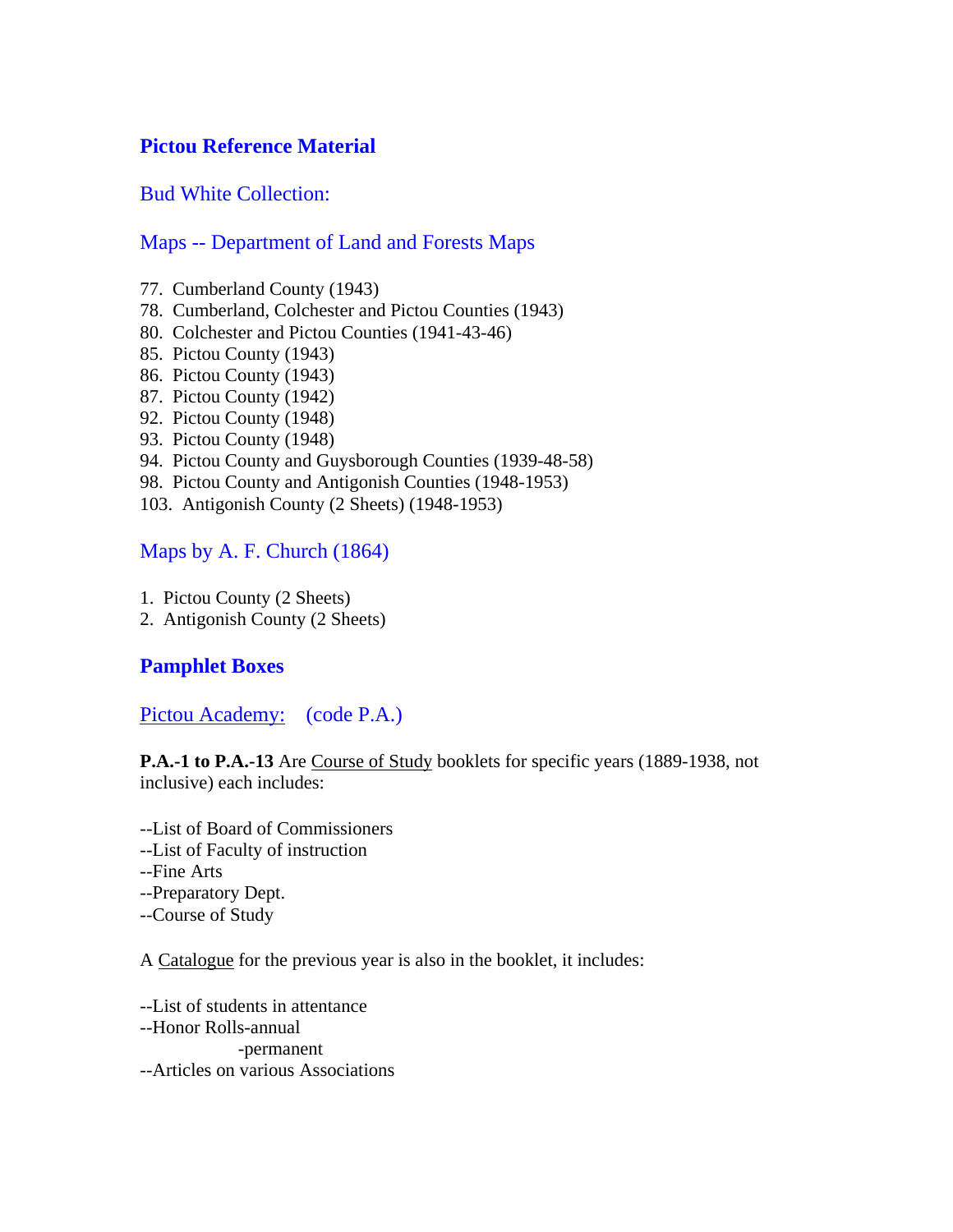# Pictou Reference Material

## Bud White Collection:

### Maps -- Department of Land and Forests Maps

77. Cumberland County (1943)
78. Cumberland, Colchester and Pictou Counties (1943)
80. Colchester and Pictou Counties (1941-43-46)
85. Pictou County (1943)
86. Pictou County (1943)
87. Pictou County (1942)
92. Pictou County (1948)
93. Pictou County (1948)
94. Pictou County and Guysborough Counties (1939-48-58)
98. Pictou County and Antigonish Counties (1948-1953)
103. Antigonish County (2 Sheets) (1948-1953)

### Maps by A. F. Church (1864)

1. Pictou County (2 Sheets)
2. Antigonish County (2 Sheets)

## Pamphlet Boxes

### Pictou Academy: (code P.A.)

**P.A.-1 to P.A.-13** Are Course of Study booklets for specific years (1889-1938, not inclusive) each includes:

--List of Board of Commissioners
--List of Faculty of instruction
--Fine Arts
--Preparatory Dept.
--Course of Study

A Catalogue for the previous year is also in the booklet, it includes:

--List of students in attentance
--Honor Rolls-annual
-permanent
--Articles on various Associations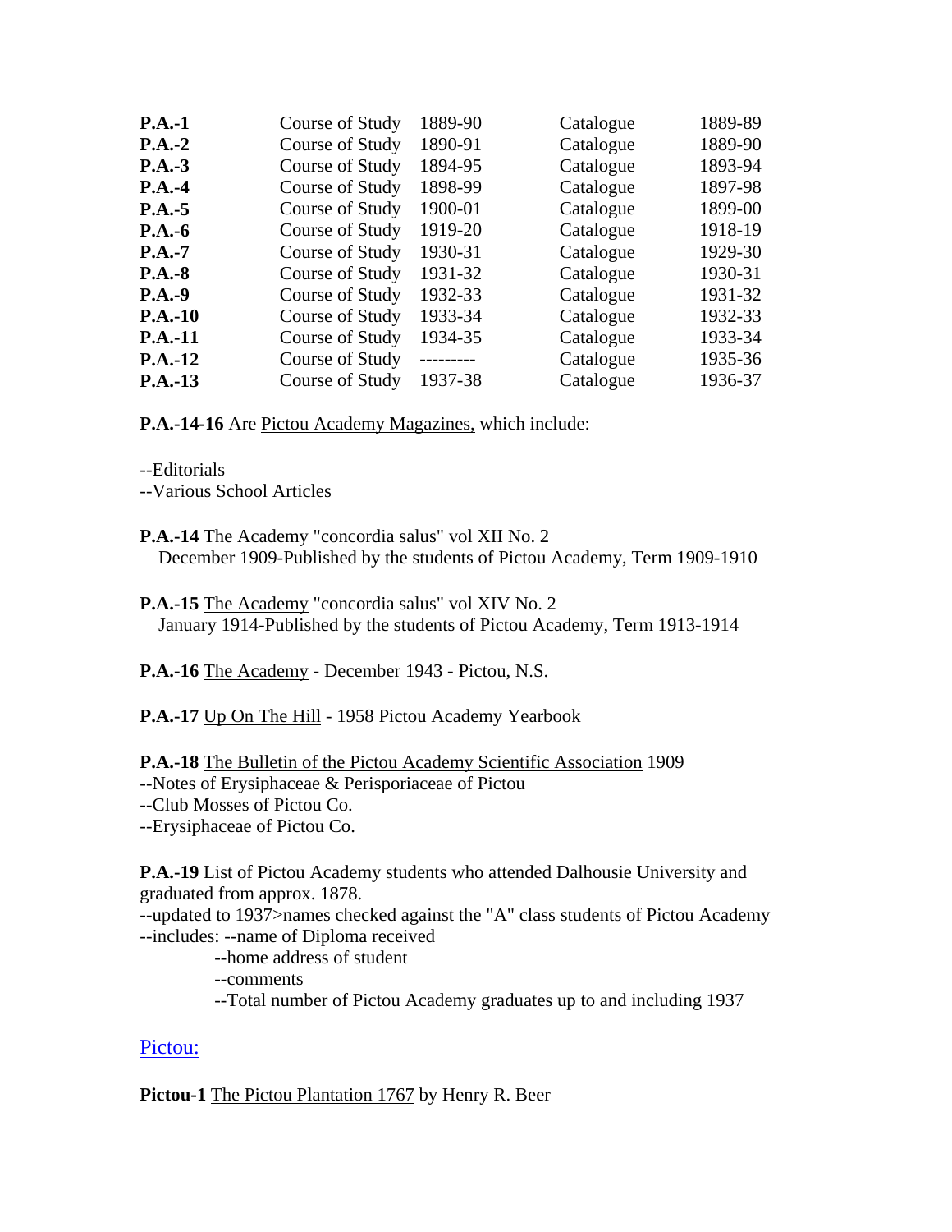| | | | | |
|---|---|---|---|---|
| **P.A.-1** | Course of Study | 1889-90 | Catalogue | 1889-89 |
| **P.A.-2** | Course of Study | 1890-91 | Catalogue | 1889-90 |
| **P.A.-3** | Course of Study | 1894-95 | Catalogue | 1893-94 |
| **P.A.-4** | Course of Study | 1898-99 | Catalogue | 1897-98 |
| **P.A.-5** | Course of Study | 1900-01 | Catalogue | 1899-00 |
| **P.A.-6** | Course of Study | 1919-20 | Catalogue | 1918-19 |
| **P.A.-7** | Course of Study | 1930-31 | Catalogue | 1929-30 |
| **P.A.-8** | Course of Study | 1931-32 | Catalogue | 1930-31 |
| **P.A.-9** | Course of Study | 1932-33 | Catalogue | 1931-32 |
| **P.A.-10** | Course of Study | 1933-34 | Catalogue | 1932-33 |
| **P.A.-11** | Course of Study | 1934-35 | Catalogue | 1933-34 |
| **P.A.-12** | Course of Study | --------- | Catalogue | 1935-36 |
| **P.A.-13** | Course of Study | 1937-38 | Catalogue | 1936-37 |

**P.A.-14-16** Are Pictou Academy Magazines, which include:

--Editorials
--Various School Articles

**P.A.-14** The Academy "concordia salus" vol XII No. 2
December 1909-Published by the students of Pictou Academy, Term 1909-1910

**P.A.-15** The Academy "concordia salus" vol XIV No. 2
January 1914-Published by the students of Pictou Academy, Term 1913-1914

**P.A.-16** The Academy - December 1943 - Pictou, N.S.

**P.A.-17** Up On The Hill - 1958 Pictou Academy Yearbook

**P.A.-18** The Bulletin of the Pictou Academy Scientific Association 1909
--Notes of Erysiphaceae & Perisporiaceae of Pictou
--Club Mosses of Pictou Co.
--Erysiphaceae of Pictou Co.

**P.A.-19** List of Pictou Academy students who attended Dalhousie University and graduated from approx. 1878.
--updated to 1937>names checked against the "A" class students of Pictou Academy
--includes: --name of Diploma received
--home address of student
--comments
--Total number of Pictou Academy graduates up to and including 1937

## Pictou:

**Pictou-1** The Pictou Plantation 1767 by Henry R. Beer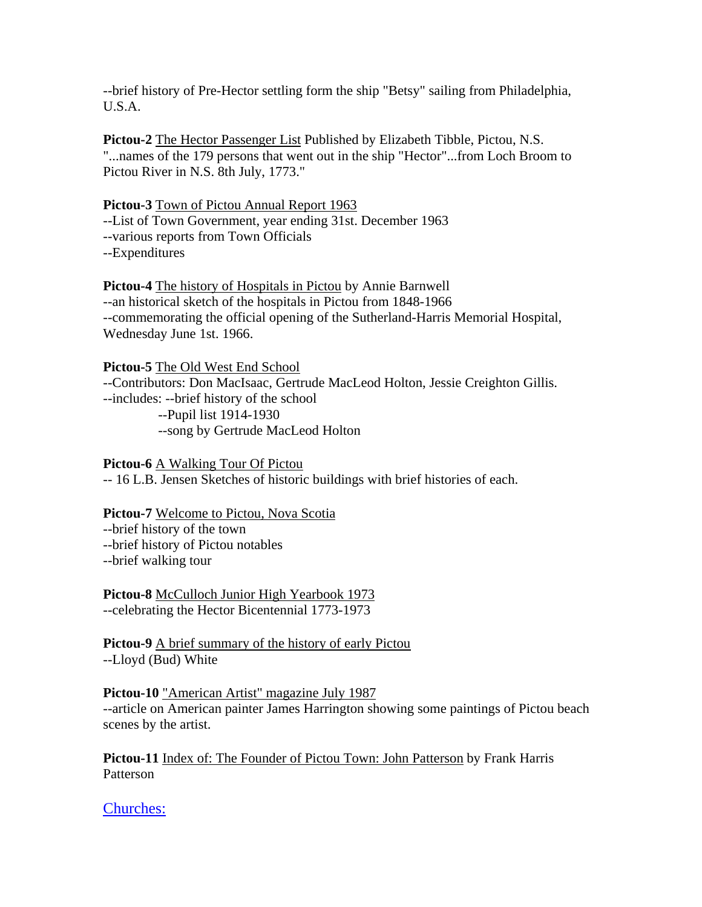--brief history of Pre-Hector settling form the ship "Betsy" sailing from Philadelphia, U.S.A.

**Pictou-2** The Hector Passenger List Published by Elizabeth Tibble, Pictou, N.S. "...names of the 179 persons that went out in the ship "Hector"...from Loch Broom to Pictou River in N.S. 8th July, 1773."

**Pictou-3** Town of Pictou Annual Report 1963
--List of Town Government, year ending 31st. December 1963
--various reports from Town Officials
--Expenditures

**Pictou-4** The history of Hospitals in Pictou by Annie Barnwell
--an historical sketch of the hospitals in Pictou from 1848-1966
--commemorating the official opening of the Sutherland-Harris Memorial Hospital, Wednesday June 1st. 1966.

**Pictou-5** The Old West End School
--Contributors: Don MacIsaac, Gertrude MacLeod Holton, Jessie Creighton Gillis.
--includes: --brief history of the school
--Pupil list 1914-1930
--song by Gertrude MacLeod Holton

**Pictou-6** A Walking Tour Of Pictou
-- 16 L.B. Jensen Sketches of historic buildings with brief histories of each.

**Pictou-7** Welcome to Pictou, Nova Scotia
--brief history of the town
--brief history of Pictou notables
--brief walking tour

**Pictou-8** McCulloch Junior High Yearbook 1973
--celebrating the Hector Bicentennial 1773-1973

**Pictou-9** A brief summary of the history of early Pictou
--Lloyd (Bud) White

**Pictou-10** "American Artist" magazine July 1987
--article on American painter James Harrington showing some paintings of Pictou beach scenes by the artist.

**Pictou-11** Index of: The Founder of Pictou Town: John Patterson by Frank Harris Patterson

Churches: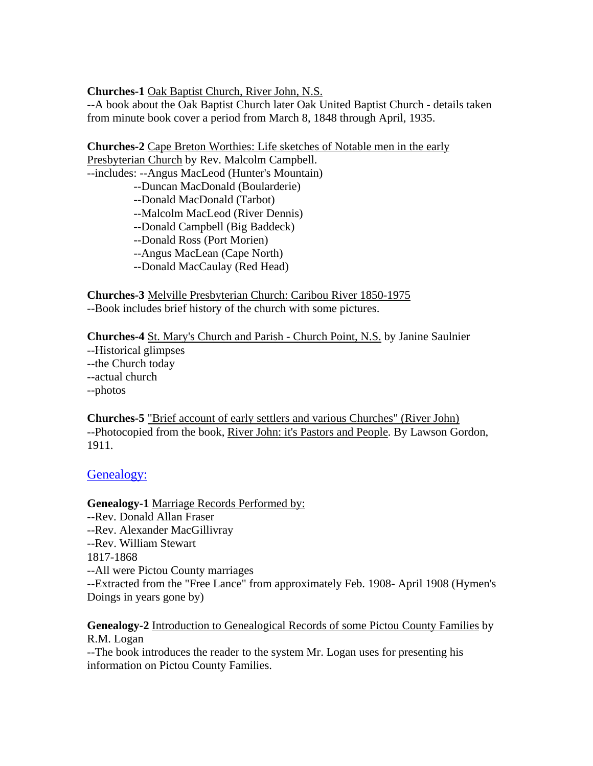**Churches-1** Oak Baptist Church, River John, N.S.
--A book about the Oak Baptist Church later Oak United Baptist Church - details taken from minute book cover a period from March 8, 1848 through April, 1935.

**Churches-2** Cape Breton Worthies: Life sketches of Notable men in the early Presbyterian Church by Rev. Malcolm Campbell.
--includes: --Angus MacLeod (Hunter's Mountain)
- --Duncan MacDonald (Boularderie)
- --Donald MacDonald (Tarbot)
- --Malcolm MacLeod (River Dennis)
- --Donald Campbell (Big Baddeck)
- --Donald Ross (Port Morien)
- --Angus MacLean (Cape North)
- --Donald MacCaulay (Red Head)

**Churches-3** Melville Presbyterian Church: Caribou River 1850-1975
--Book includes brief history of the church with some pictures.

**Churches-4** St. Mary's Church and Parish - Church Point, N.S. by Janine Saulnier
--Historical glimpses
--the Church today
--actual church
--photos

**Churches-5** "Brief account of early settlers and various Churches" (River John)
--Photocopied from the book, River John: it's Pastors and People. By Lawson Gordon, 1911.

## Genealogy:

**Genealogy-1** Marriage Records Performed by:
--Rev. Donald Allan Fraser
--Rev. Alexander MacGillivray
--Rev. William Stewart
1817-1868
--All were Pictou County marriages
--Extracted from the "Free Lance" from approximately Feb. 1908- April 1908 (Hymen's Doings in years gone by)

**Genealogy-2** Introduction to Genealogical Records of some Pictou County Families by R.M. Logan
--The book introduces the reader to the system Mr. Logan uses for presenting his information on Pictou County Families.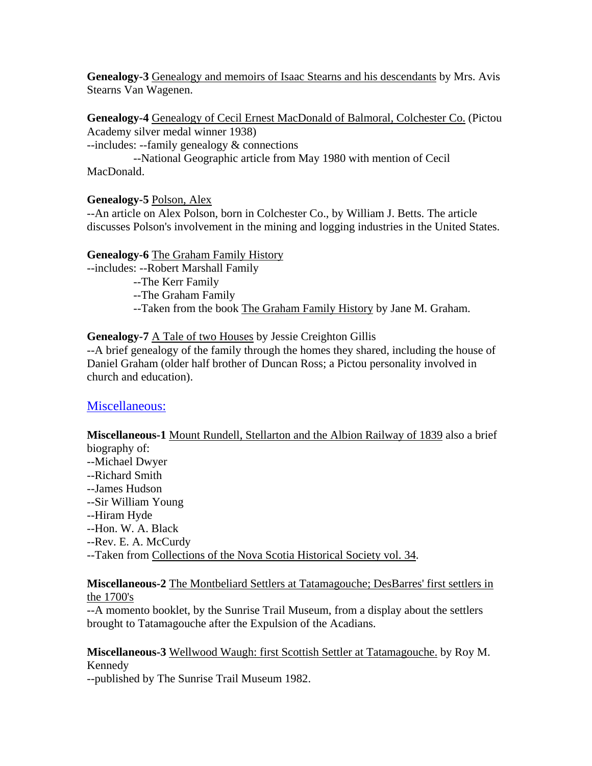**Genealogy-3** Genealogy and memoirs of Isaac Stearns and his descendants by Mrs. Avis Stearns Van Wagenen.

**Genealogy-4** Genealogy of Cecil Ernest MacDonald of Balmoral, Colchester Co. (Pictou Academy silver medal winner 1938)
--includes: --family genealogy & connections
--National Geographic article from May 1980 with mention of Cecil MacDonald.

**Genealogy-5** Polson, Alex
--An article on Alex Polson, born in Colchester Co., by William J. Betts. The article discusses Polson's involvement in the mining and logging industries in the United States.

**Genealogy-6** The Graham Family History
--includes: --Robert Marshall Family
--The Kerr Family
--The Graham Family
--Taken from the book The Graham Family History by Jane M. Graham.

**Genealogy-7** A Tale of two Houses by Jessie Creighton Gillis
--A brief genealogy of the family through the homes they shared, including the house of Daniel Graham (older half brother of Duncan Ross; a Pictou personality involved in church and education).

## Miscellaneous:

**Miscellaneous-1** Mount Rundell, Stellarton and the Albion Railway of 1839 also a brief biography of:
--Michael Dwyer
--Richard Smith
--James Hudson
--Sir William Young
--Hiram Hyde
--Hon. W. A. Black
--Rev. E. A. McCurdy
--Taken from Collections of the Nova Scotia Historical Society vol. 34.

**Miscellaneous-2** The Montbeliard Settlers at Tatamagouche; DesBarres' first settlers in the 1700's
--A momento booklet, by the Sunrise Trail Museum, from a display about the settlers brought to Tatamagouche after the Expulsion of the Acadians.

**Miscellaneous-3** Wellwood Waugh: first Scottish Settler at Tatamagouche. by Roy M. Kennedy
--published by The Sunrise Trail Museum 1982.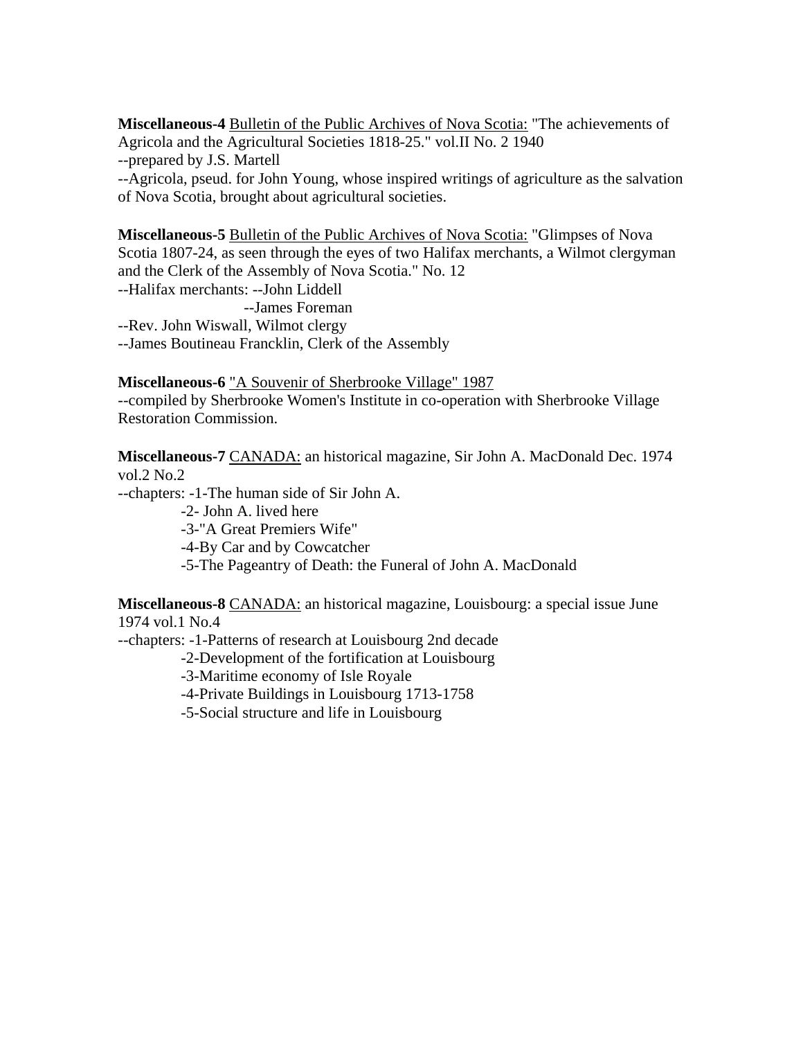**Miscellaneous-4** <u>Bulletin of the Public Archives of Nova Scotia:</u> "The achievements of Agricola and the Agricultural Societies 1818-25." vol.II No. 2 1940
--prepared by J.S. Martell
--Agricola, pseud. for John Young, whose inspired writings of agriculture as the salvation of Nova Scotia, brought about agricultural societies.

**Miscellaneous-5** <u>Bulletin of the Public Archives of Nova Scotia:</u> "Glimpses of Nova Scotia 1807-24, as seen through the eyes of two Halifax merchants, a Wilmot clergyman and the Clerk of the Assembly of Nova Scotia." No. 12
--Halifax merchants: --John Liddell
 --James Foreman
--Rev. John Wiswall, Wilmot clergy
--James Boutineau Francklin, Clerk of the Assembly

**Miscellaneous-6** <u>"A Souvenir of Sherbrooke Village" 1987</u>
--compiled by Sherbrooke Women's Institute in co-operation with Sherbrooke Village Restoration Commission.

**Miscellaneous-7** <u>CANADA:</u> an historical magazine, Sir John A. MacDonald Dec. 1974 vol.2 No.2
--chapters: -1-The human side of Sir John A.
 -2- John A. lived here
 -3-"A Great Premiers Wife"
 -4-By Car and by Cowcatcher
 -5-The Pageantry of Death: the Funeral of John A. MacDonald

**Miscellaneous-8** <u>CANADA:</u> an historical magazine, Louisbourg: a special issue June 1974 vol.1 No.4
--chapters: -1-Patterns of research at Louisbourg 2nd decade
 -2-Development of the fortification at Louisbourg
 -3-Maritime economy of Isle Royale
 -4-Private Buildings in Louisbourg 1713-1758
 -5-Social structure and life in Louisbourg